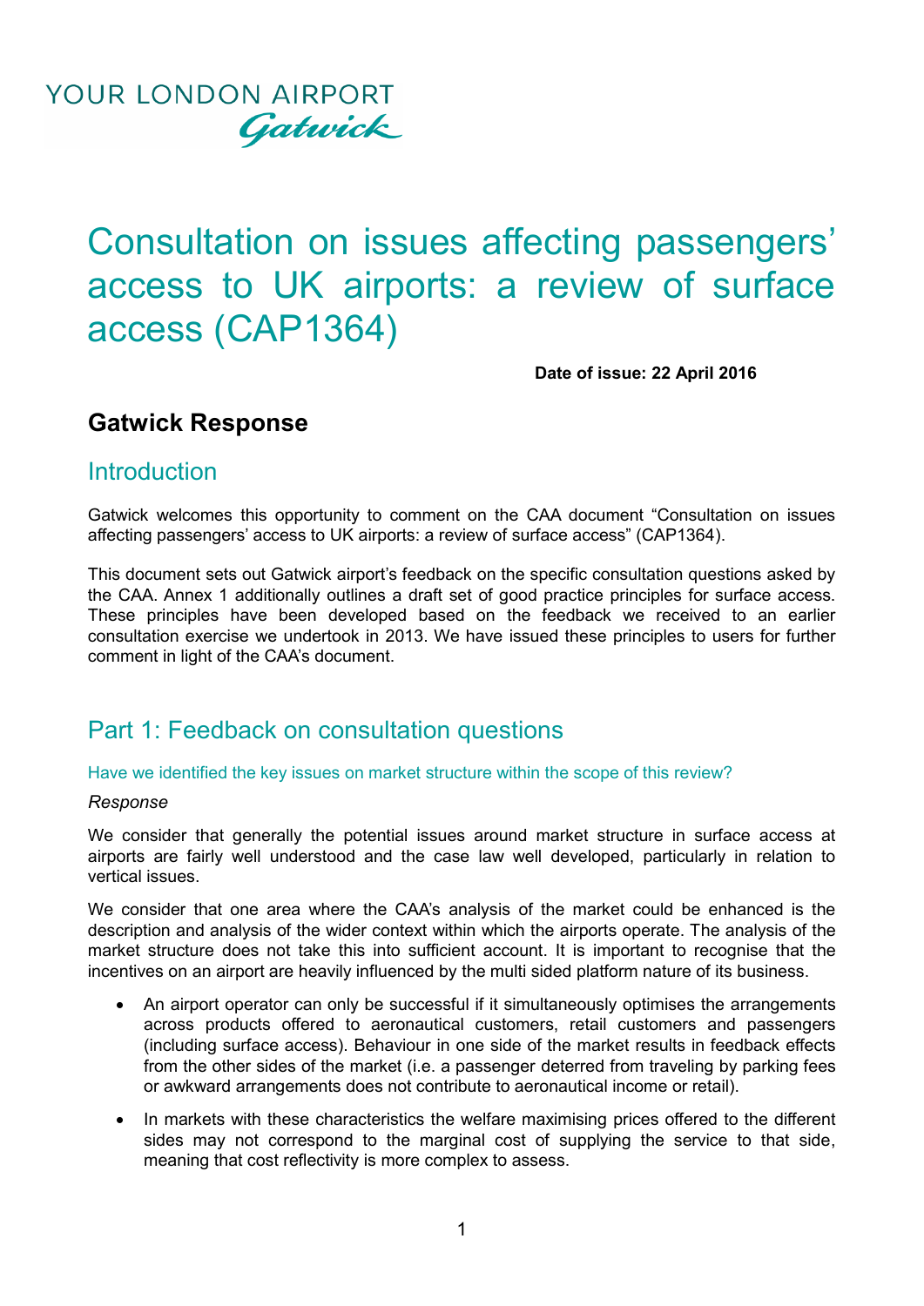YOUR LONDON AIRPORT
*Gatwick*

# Consultation on issues affecting passengers' access to UK airports: a review of surface access (CAP1364)

**Date of issue: 22 April 2016**

## Gatwick Response

### Introduction

Gatwick welcomes this opportunity to comment on the CAA document "Consultation on issues affecting passengers' access to UK airports: a review of surface access" (CAP1364).

This document sets out Gatwick airport's feedback on the specific consultation questions asked by the CAA. Annex 1 additionally outlines a draft set of good practice principles for surface access. These principles have been developed based on the feedback we received to an earlier consultation exercise we undertook in 2013. We have issued these principles to users for further comment in light of the CAA's document.

## Part 1: Feedback on consultation questions

#### Have we identified the key issues on market structure within the scope of this review?

*Response*

We consider that generally the potential issues around market structure in surface access at airports are fairly well understood and the case law well developed, particularly in relation to vertical issues.

We consider that one area where the CAA's analysis of the market could be enhanced is the description and analysis of the wider context within which the airports operate. The analysis of the market structure does not take this into sufficient account. It is important to recognise that the incentives on an airport are heavily influenced by the multi sided platform nature of its business.

- An airport operator can only be successful if it simultaneously optimises the arrangements across products offered to aeronautical customers, retail customers and passengers (including surface access). Behaviour in one side of the market results in feedback effects from the other sides of the market (i.e. a passenger deterred from traveling by parking fees or awkward arrangements does not contribute to aeronautical income or retail).
- In markets with these characteristics the welfare maximising prices offered to the different sides may not correspond to the marginal cost of supplying the service to that side, meaning that cost reflectivity is more complex to assess.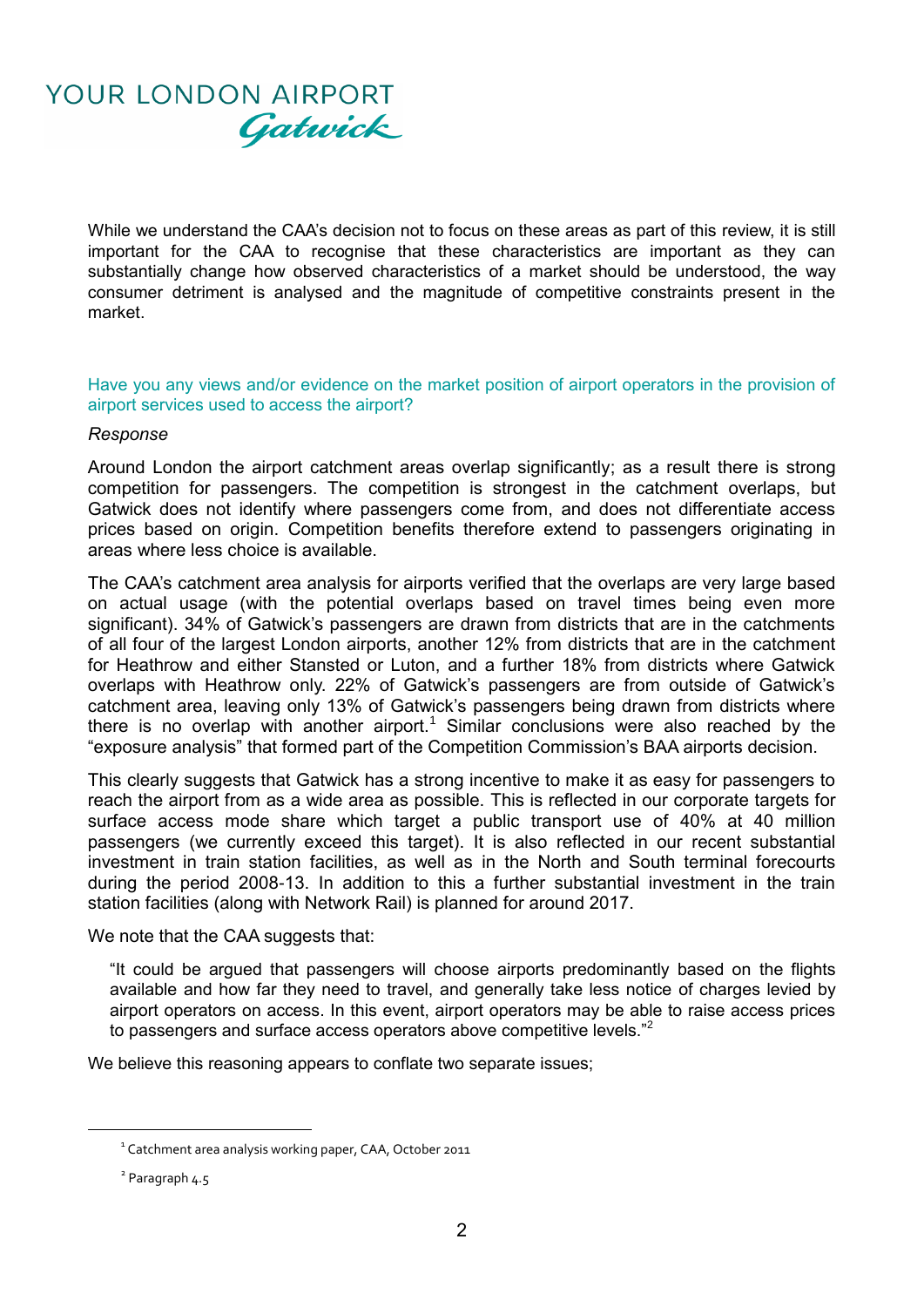While we understand the CAA's decision not to focus on these areas as part of this review, it is still important for the CAA to recognise that these characteristics are important as they can substantially change how observed characteristics of a market should be understood, the way consumer detriment is analysed and the magnitude of competitive constraints present in the market.

### Have you any views and/or evidence on the market position of airport operators in the provision of airport services used to access the airport?

*Response*

Around London the airport catchment areas overlap significantly; as a result there is strong competition for passengers. The competition is strongest in the catchment overlaps, but Gatwick does not identify where passengers come from, and does not differentiate access prices based on origin. Competition benefits therefore extend to passengers originating in areas where less choice is available.

The CAA's catchment area analysis for airports verified that the overlaps are very large based on actual usage (with the potential overlaps based on travel times being even more significant). 34% of Gatwick's passengers are drawn from districts that are in the catchments of all four of the largest London airports, another 12% from districts that are in the catchment for Heathrow and either Stansted or Luton, and a further 18% from districts where Gatwick overlaps with Heathrow only. 22% of Gatwick's passengers are from outside of Gatwick's catchment area, leaving only 13% of Gatwick's passengers being drawn from districts where there is no overlap with another airport.[1] Similar conclusions were also reached by the "exposure analysis" that formed part of the Competition Commission's BAA airports decision.

This clearly suggests that Gatwick has a strong incentive to make it as easy for passengers to reach the airport from as a wide area as possible. This is reflected in our corporate targets for surface access mode share which target a public transport use of 40% at 40 million passengers (we currently exceed this target). It is also reflected in our recent substantial investment in train station facilities, as well as in the North and South terminal forecourts during the period 2008-13. In addition to this a further substantial investment in the train station facilities (along with Network Rail) is planned for around 2017.

We note that the CAA suggests that:

> "It could be argued that passengers will choose airports predominantly based on the flights available and how far they need to travel, and generally take less notice of charges levied by airport operators on access. In this event, airport operators may be able to raise access prices to passengers and surface access operators above competitive levels."[2]

We believe this reasoning appears to conflate two separate issues;

---

[1] Catchment area analysis working paper, CAA, October 2011

[2] Paragraph 4.5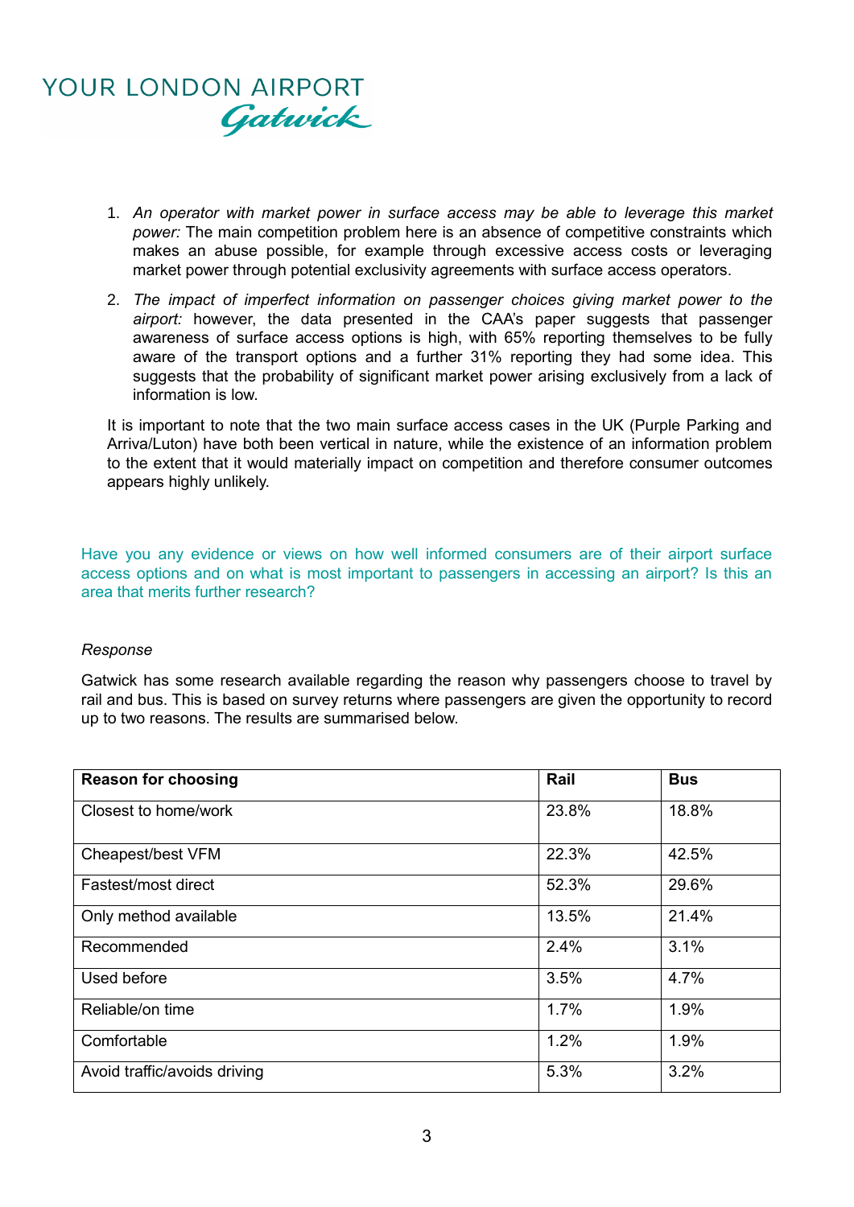1. *An operator with market power in surface access may be able to leverage this market power:* The main competition problem here is an absence of competitive constraints which makes an abuse possible, for example through excessive access costs or leveraging market power through potential exclusivity agreements with surface access operators.
2. *The impact of imperfect information on passenger choices giving market power to the airport:* however, the data presented in the CAA's paper suggests that passenger awareness of surface access options is high, with 65% reporting themselves to be fully aware of the transport options and a further 31% reporting they had some idea. This suggests that the probability of significant market power arising exclusively from a lack of information is low.

It is important to note that the two main surface access cases in the UK (Purple Parking and Arriva/Luton) have both been vertical in nature, while the existence of an information problem to the extent that it would materially impact on competition and therefore consumer outcomes appears highly unlikely.

Have you any evidence or views on how well informed consumers are of their airport surface access options and on what is most important to passengers in accessing an airport? Is this an area that merits further research?

*Response*

Gatwick has some research available regarding the reason why passengers choose to travel by rail and bus. This is based on survey returns where passengers are given the opportunity to record up to two reasons. The results are summarised below.

| Reason for choosing | Rail | Bus |
|---|---|---|
| Closest to home/work | 23.8% | 18.8% |
| Cheapest/best VFM | 22.3% | 42.5% |
| Fastest/most direct | 52.3% | 29.6% |
| Only method available | 13.5% | 21.4% |
| Recommended | 2.4% | 3.1% |
| Used before | 3.5% | 4.7% |
| Reliable/on time | 1.7% | 1.9% |
| Comfortable | 1.2% | 1.9% |
| Avoid traffic/avoids driving | 5.3% | 3.2% |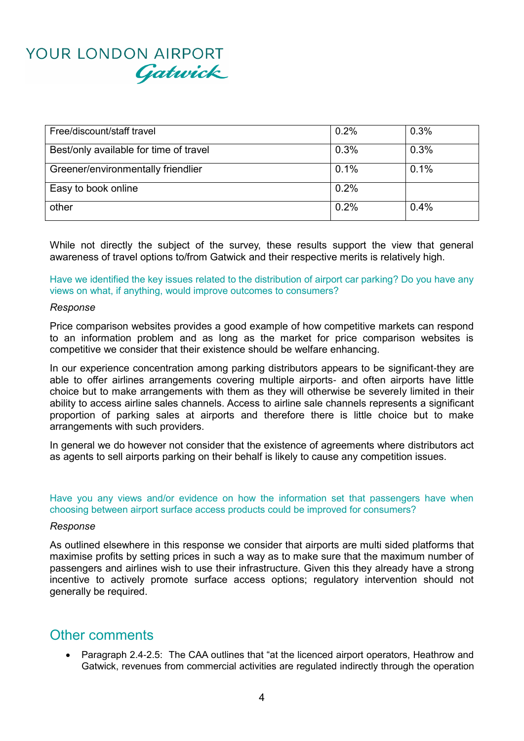| | | |
|---|---|---|
| Free/discount/staff travel | 0.2% | 0.3% |
| Best/only available for time of travel | 0.3% | 0.3% |
| Greener/environmentally friendlier | 0.1% | 0.1% |
| Easy to book online | 0.2% | |
| other | 0.2% | 0.4% |

While not directly the subject of the survey, these results support the view that general awareness of travel options to/from Gatwick and their respective merits is relatively high.

Have we identified the key issues related to the distribution of airport car parking? Do you have any views on what, if anything, would improve outcomes to consumers?

*Response*

Price comparison websites provides a good example of how competitive markets can respond to an information problem and as long as the market for price comparison websites is competitive we consider that their existence should be welfare enhancing.

In our experience concentration among parking distributors appears to be significant-they are able to offer airlines arrangements covering multiple airports- and often airports have little choice but to make arrangements with them as they will otherwise be severely limited in their ability to access airline sales channels. Access to airline sale channels represents a significant proportion of parking sales at airports and therefore there is little choice but to make arrangements with such providers.

In general we do however not consider that the existence of agreements where distributors act as agents to sell airports parking on their behalf is likely to cause any competition issues.

Have you any views and/or evidence on how the information set that passengers have when choosing between airport surface access products could be improved for consumers?

*Response*

As outlined elsewhere in this response we consider that airports are multi sided platforms that maximise profits by setting prices in such a way as to make sure that the maximum number of passengers and airlines wish to use their infrastructure. Given this they already have a strong incentive to actively promote surface access options; regulatory intervention should not generally be required.

## Other comments

- Paragraph 2.4-2.5: The CAA outlines that "at the licenced airport operators, Heathrow and Gatwick, revenues from commercial activities are regulated indirectly through the operation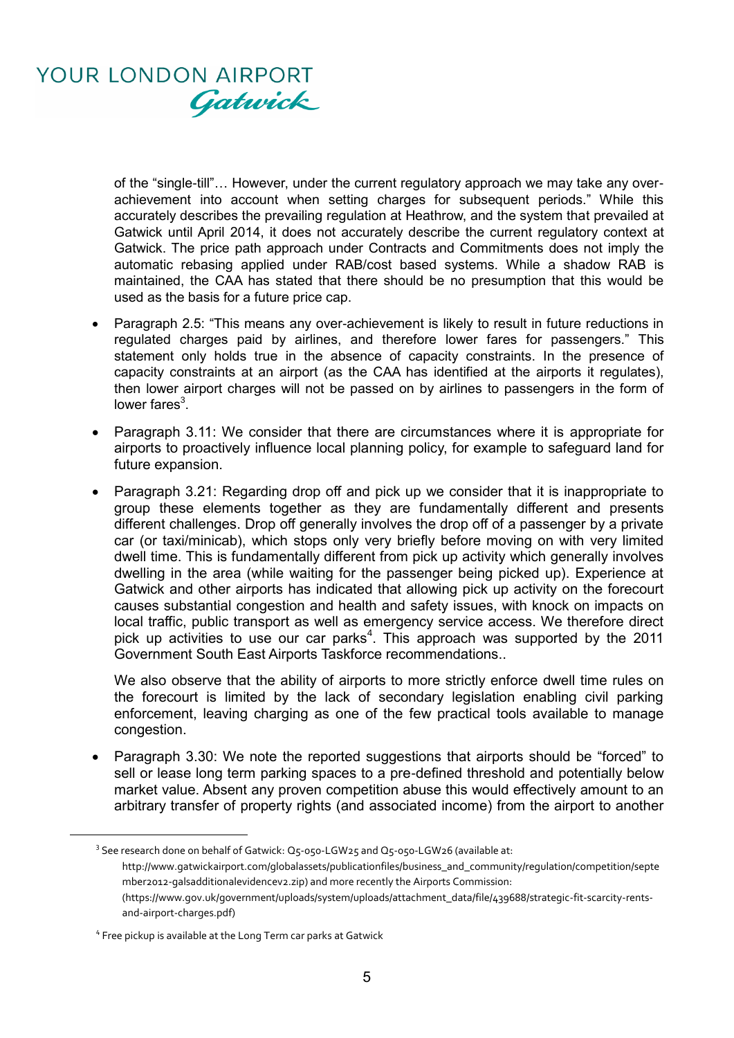of the "single-till"… However, under the current regulatory approach we may take any over-achievement into account when setting charges for subsequent periods." While this accurately describes the prevailing regulation at Heathrow, and the system that prevailed at Gatwick until April 2014, it does not accurately describe the current regulatory context at Gatwick. The price path approach under Contracts and Commitments does not imply the automatic rebasing applied under RAB/cost based systems. While a shadow RAB is maintained, the CAA has stated that there should be no presumption that this would be used as the basis for a future price cap.

- Paragraph 2.5: "This means any over-achievement is likely to result in future reductions in regulated charges paid by airlines, and therefore lower fares for passengers." This statement only holds true in the absence of capacity constraints. In the presence of capacity constraints at an airport (as the CAA has identified at the airports it regulates), then lower airport charges will not be passed on by airlines to passengers in the form of lower fares[3].

- Paragraph 3.11: We consider that there are circumstances where it is appropriate for airports to proactively influence local planning policy, for example to safeguard land for future expansion.

- Paragraph 3.21: Regarding drop off and pick up we consider that it is inappropriate to group these elements together as they are fundamentally different and presents different challenges. Drop off generally involves the drop off of a passenger by a private car (or taxi/minicab), which stops only very briefly before moving on with very limited dwell time. This is fundamentally different from pick up activity which generally involves dwelling in the area (while waiting for the passenger being picked up). Experience at Gatwick and other airports has indicated that allowing pick up activity on the forecourt causes substantial congestion and health and safety issues, with knock on impacts on local traffic, public transport as well as emergency service access. We therefore direct pick up activities to use our car parks[4]. This approach was supported by the 2011 Government South East Airports Taskforce recommendations..

  We also observe that the ability of airports to more strictly enforce dwell time rules on the forecourt is limited by the lack of secondary legislation enabling civil parking enforcement, leaving charging as one of the few practical tools available to manage congestion.

- Paragraph 3.30: We note the reported suggestions that airports should be "forced" to sell or lease long term parking spaces to a pre-defined threshold and potentially below market value. Absent any proven competition abuse this would effectively amount to an arbitrary transfer of property rights (and associated income) from the airport to another

---

[3] See research done on behalf of Gatwick: Q5-050-LGW25 and Q5-050-LGW26 (available at: http://www.gatwickairport.com/globalassets/publicationfiles/business_and_community/regulation/competition/september2012-galsadditionalevidencev2.zip) and more recently the Airports Commission: (https://www.gov.uk/government/uploads/system/uploads/attachment_data/file/439688/strategic-fit-scarcity-rents-and-airport-charges.pdf)

[4] Free pickup is available at the Long Term car parks at Gatwick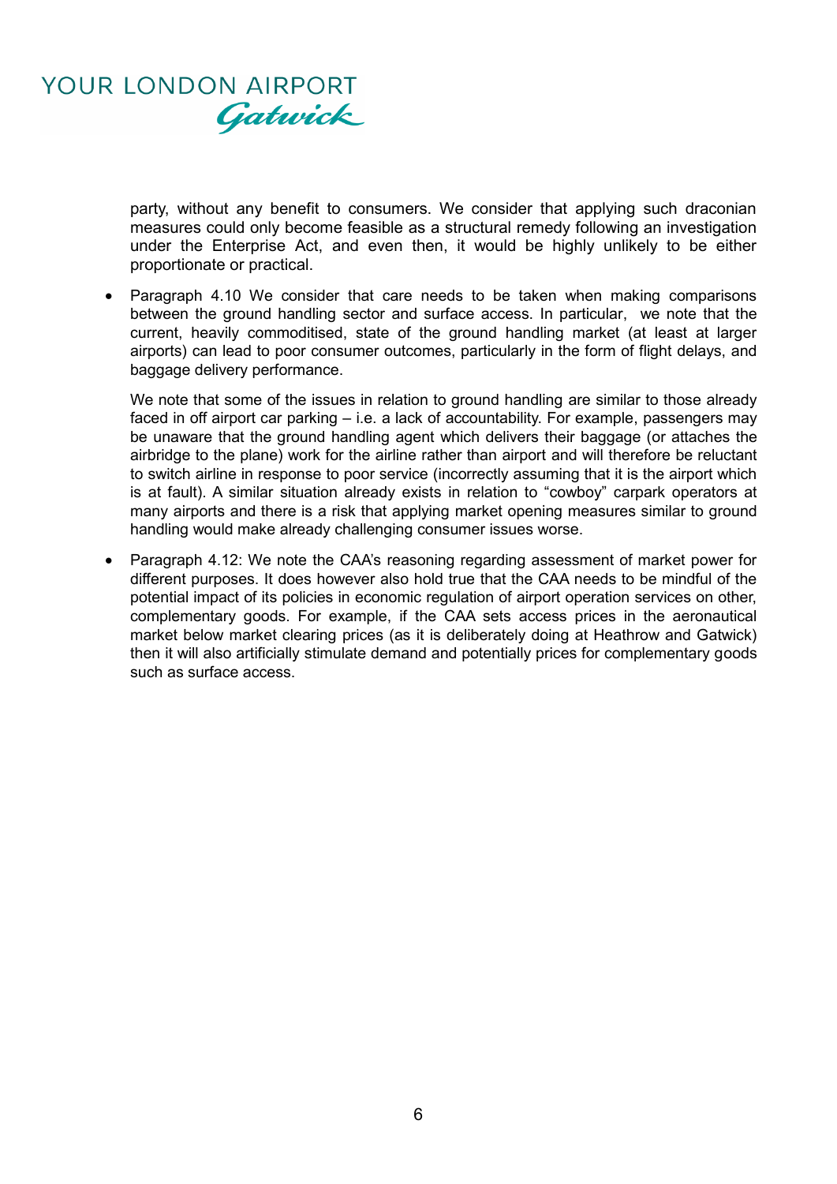party, without any benefit to consumers. We consider that applying such draconian measures could only become feasible as a structural remedy following an investigation under the Enterprise Act, and even then, it would be highly unlikely to be either proportionate or practical.

- Paragraph 4.10 We consider that care needs to be taken when making comparisons between the ground handling sector and surface access. In particular, we note that the current, heavily commoditised, state of the ground handling market (at least at larger airports) can lead to poor consumer outcomes, particularly in the form of flight delays, and baggage delivery performance.

  We note that some of the issues in relation to ground handling are similar to those already faced in off airport car parking – i.e. a lack of accountability. For example, passengers may be unaware that the ground handling agent which delivers their baggage (or attaches the airbridge to the plane) work for the airline rather than airport and will therefore be reluctant to switch airline in response to poor service (incorrectly assuming that it is the airport which is at fault). A similar situation already exists in relation to "cowboy" carpark operators at many airports and there is a risk that applying market opening measures similar to ground handling would make already challenging consumer issues worse.

- Paragraph 4.12: We note the CAA's reasoning regarding assessment of market power for different purposes. It does however also hold true that the CAA needs to be mindful of the potential impact of its policies in economic regulation of airport operation services on other, complementary goods. For example, if the CAA sets access prices in the aeronautical market below market clearing prices (as it is deliberately doing at Heathrow and Gatwick) then it will also artificially stimulate demand and potentially prices for complementary goods such as surface access.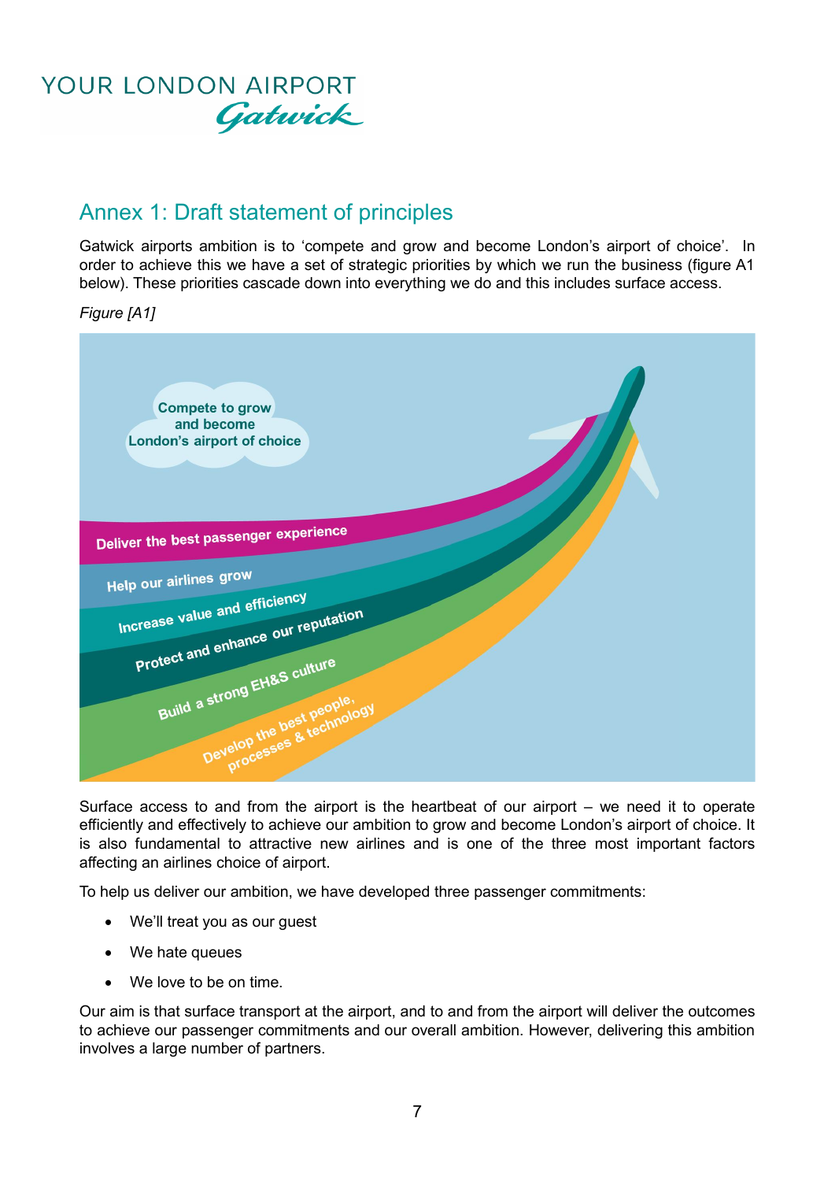## Annex 1: Draft statement of principles

Gatwick airports ambition is to 'compete and grow and become London's airport of choice'. In order to achieve this we have a set of strategic priorities by which we run the business (figure A1 below). These priorities cascade down into everything we do and this includes surface access.

*Figure [A1]*

Compete to grow and become London's airport of choice

- Deliver the best passenger experience
- Help our airlines grow
- Increase value and efficiency
- Protect and enhance our reputation
- Build a strong EH&S culture
- Develop the best people, processes & technology

Surface access to and from the airport is the heartbeat of our airport – we need it to operate efficiently and effectively to achieve our ambition to grow and become London's airport of choice. It is also fundamental to attractive new airlines and is one of the three most important factors affecting an airlines choice of airport.

To help us deliver our ambition, we have developed three passenger commitments:

- We'll treat you as our guest
- We hate queues
- We love to be on time.

Our aim is that surface transport at the airport, and to and from the airport will deliver the outcomes to achieve our passenger commitments and our overall ambition. However, delivering this ambition involves a large number of partners.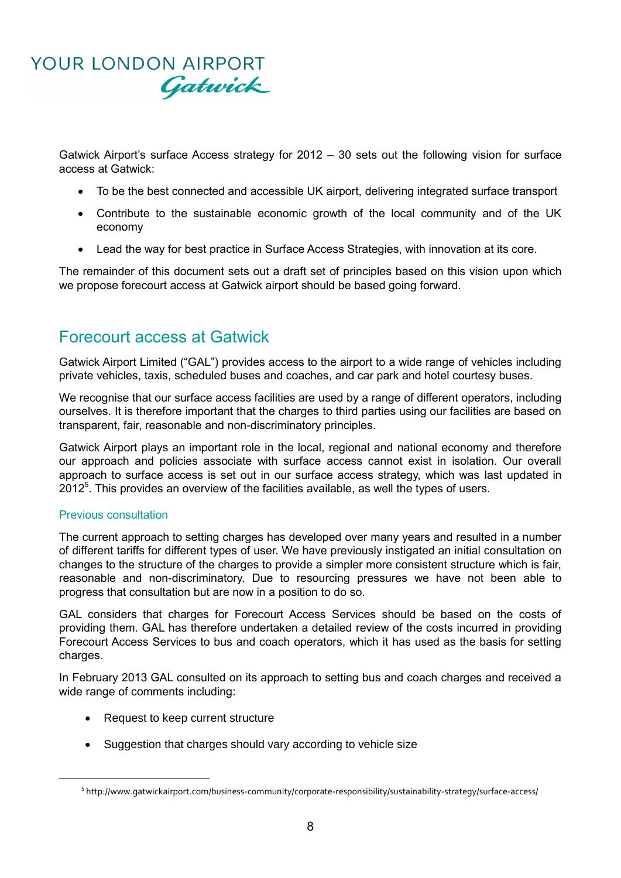Gatwick Airport's surface Access strategy for 2012 – 30 sets out the following vision for surface access at Gatwick:

- To be the best connected and accessible UK airport, delivering integrated surface transport
- Contribute to the sustainable economic growth of the local community and of the UK economy
- Lead the way for best practice in Surface Access Strategies, with innovation at its core.

The remainder of this document sets out a draft set of principles based on this vision upon which we propose forecourt access at Gatwick airport should be based going forward.

## Forecourt access at Gatwick

Gatwick Airport Limited ("GAL") provides access to the airport to a wide range of vehicles including private vehicles, taxis, scheduled buses and coaches, and car park and hotel courtesy buses.

We recognise that our surface access facilities are used by a range of different operators, including ourselves. It is therefore important that the charges to third parties using our facilities are based on transparent, fair, reasonable and non-discriminatory principles.

Gatwick Airport plays an important role in the local, regional and national economy and therefore our approach and policies associate with surface access cannot exist in isolation. Our overall approach to surface access is set out in our surface access strategy, which was last updated in 2012[5]. This provides an overview of the facilities available, as well the types of users.

### Previous consultation

The current approach to setting charges has developed over many years and resulted in a number of different tariffs for different types of user. We have previously instigated an initial consultation on changes to the structure of the charges to provide a simpler more consistent structure which is fair, reasonable and non-discriminatory. Due to resourcing pressures we have not been able to progress that consultation but are now in a position to do so.

GAL considers that charges for Forecourt Access Services should be based on the costs of providing them. GAL has therefore undertaken a detailed review of the costs incurred in providing Forecourt Access Services to bus and coach operators, which it has used as the basis for setting charges.

In February 2013 GAL consulted on its approach to setting bus and coach charges and received a wide range of comments including:

- Request to keep current structure
- Suggestion that charges should vary according to vehicle size

[5] http://www.gatwickairport.com/business-community/corporate-responsibility/sustainability-strategy/surface-access/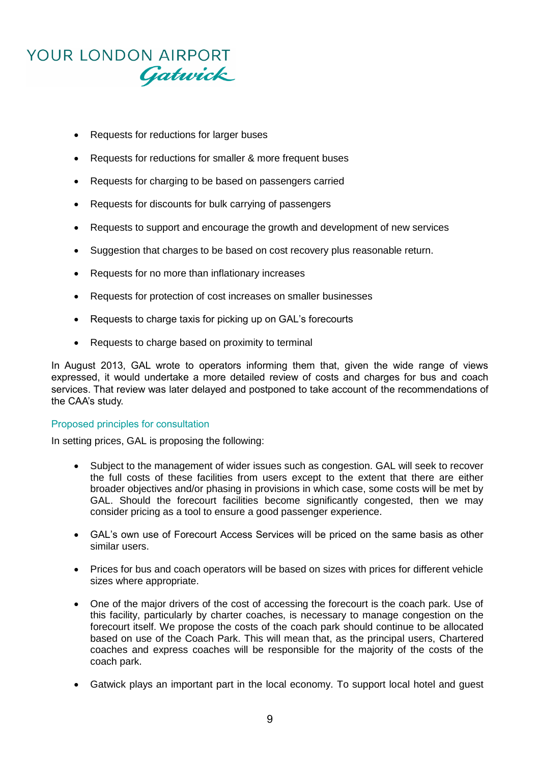- Requests for reductions for larger buses
- Requests for reductions for smaller & more frequent buses
- Requests for charging to be based on passengers carried
- Requests for discounts for bulk carrying of passengers
- Requests to support and encourage the growth and development of new services
- Suggestion that charges to be based on cost recovery plus reasonable return.
- Requests for no more than inflationary increases
- Requests for protection of cost increases on smaller businesses
- Requests to charge taxis for picking up on GAL's forecourts
- Requests to charge based on proximity to terminal

In August 2013, GAL wrote to operators informing them that, given the wide range of views expressed, it would undertake a more detailed review of costs and charges for bus and coach services. That review was later delayed and postponed to take account of the recommendations of the CAA's study.

### Proposed principles for consultation

In setting prices, GAL is proposing the following:

- Subject to the management of wider issues such as congestion. GAL will seek to recover the full costs of these facilities from users except to the extent that there are either broader objectives and/or phasing in provisions in which case, some costs will be met by GAL. Should the forecourt facilities become significantly congested, then we may consider pricing as a tool to ensure a good passenger experience.
- GAL's own use of Forecourt Access Services will be priced on the same basis as other similar users.
- Prices for bus and coach operators will be based on sizes with prices for different vehicle sizes where appropriate.
- One of the major drivers of the cost of accessing the forecourt is the coach park. Use of this facility, particularly by charter coaches, is necessary to manage congestion on the forecourt itself. We propose the costs of the coach park should continue to be allocated based on use of the Coach Park. This will mean that, as the principal users, Chartered coaches and express coaches will be responsible for the majority of the costs of the coach park.
- Gatwick plays an important part in the local economy. To support local hotel and guest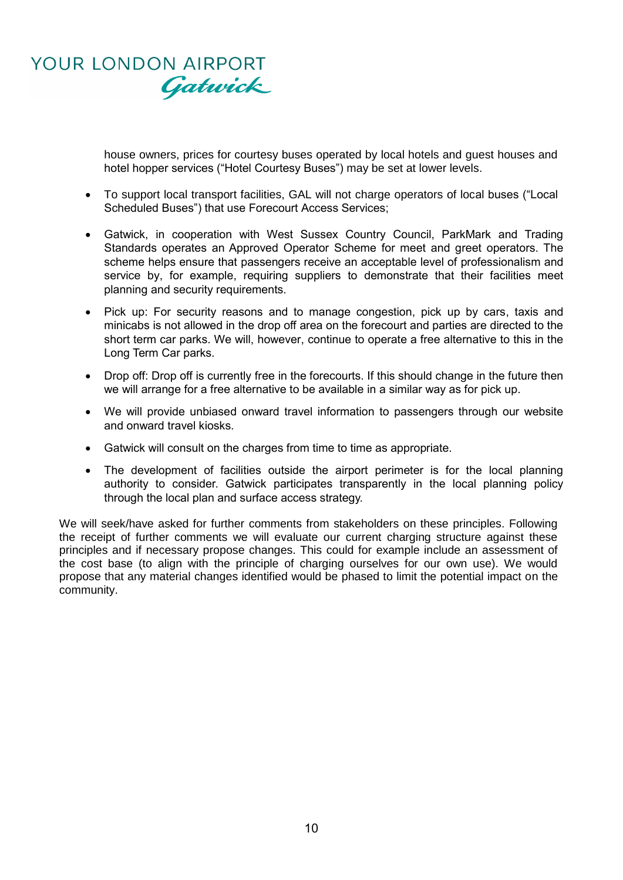house owners, prices for courtesy buses operated by local hotels and guest houses and hotel hopper services ("Hotel Courtesy Buses") may be set at lower levels.

- To support local transport facilities, GAL will not charge operators of local buses ("Local Scheduled Buses") that use Forecourt Access Services;

- Gatwick, in cooperation with West Sussex Country Council, ParkMark and Trading Standards operates an Approved Operator Scheme for meet and greet operators. The scheme helps ensure that passengers receive an acceptable level of professionalism and service by, for example, requiring suppliers to demonstrate that their facilities meet planning and security requirements.

- Pick up: For security reasons and to manage congestion, pick up by cars, taxis and minicabs is not allowed in the drop off area on the forecourt and parties are directed to the short term car parks. We will, however, continue to operate a free alternative to this in the Long Term Car parks.

- Drop off: Drop off is currently free in the forecourts. If this should change in the future then we will arrange for a free alternative to be available in a similar way as for pick up.

- We will provide unbiased onward travel information to passengers through our website and onward travel kiosks.

- Gatwick will consult on the charges from time to time as appropriate.

- The development of facilities outside the airport perimeter is for the local planning authority to consider. Gatwick participates transparently in the local planning policy through the local plan and surface access strategy.

We will seek/have asked for further comments from stakeholders on these principles. Following the receipt of further comments we will evaluate our current charging structure against these principles and if necessary propose changes. This could for example include an assessment of the cost base (to align with the principle of charging ourselves for our own use). We would propose that any material changes identified would be phased to limit the potential impact on the community.